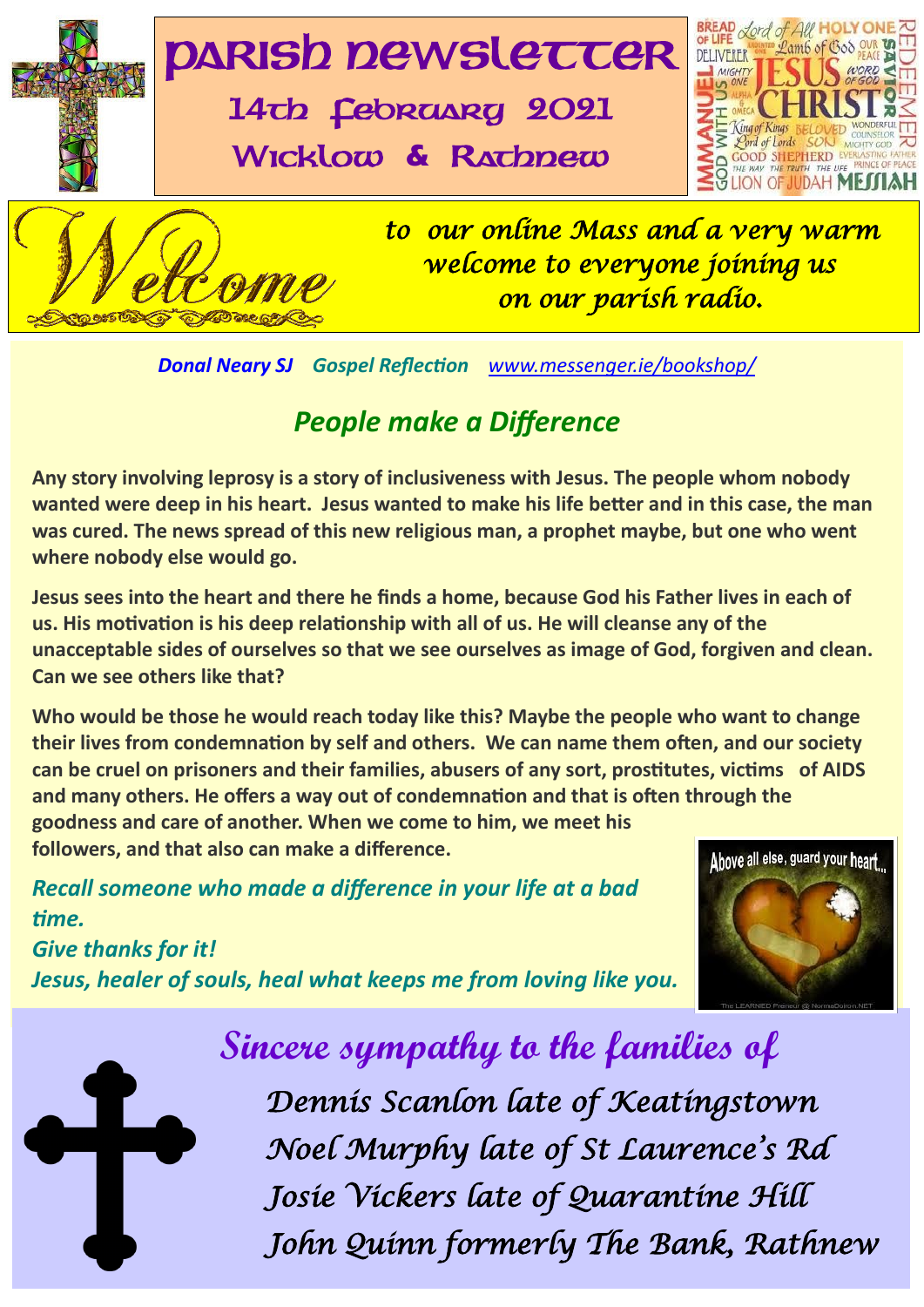# Parish Newsletter

## 14th February 2021

## Wicklow & Rathnew

Welcome *to our online Mass and a very warm welcome to everyone joining us on our parish radio.*

***Donal Neary SJ Gospel Reflection*** *www.messenger.ie/bookshop/*

## *People make a Difference*

**Any story involving leprosy is a story of inclusiveness with Jesus. The people whom nobody wanted were deep in his heart. Jesus wanted to make his life better and in this case, the man was cured. The news spread of this new religious man, a prophet maybe, but one who went where nobody else would go.**

**Jesus sees into the heart and there he finds a home, because God his Father lives in each of us. His motivation is his deep relationship with all of us. He will cleanse any of the unacceptable sides of ourselves so that we see ourselves as image of God, forgiven and clean. Can we see others like that?**

**Who would be those he would reach today like this? Maybe the people who want to change their lives from condemnation by self and others. We can name them often, and our society can be cruel on prisoners and their families, abusers of any sort, prostitutes, victims of AIDS and many others. He offers a way out of condemnation and that is often through the goodness and care of another. When we come to him, we meet his followers, and that also can make a difference.**

***Recall someone who made a difference in your life at a bad time.***
***Give thanks for it!***
***Jesus, healer of souls, heal what keeps me from loving like you.***

## *Sincere sympathy to the families of*

*Dennis Scanlon late of Keatingstown*
*Noel Murphy late of St Laurence's Rd*
*Josie Vickers late of Quarantine Hill*
*John Quinn formerly The Bank, Rathnew*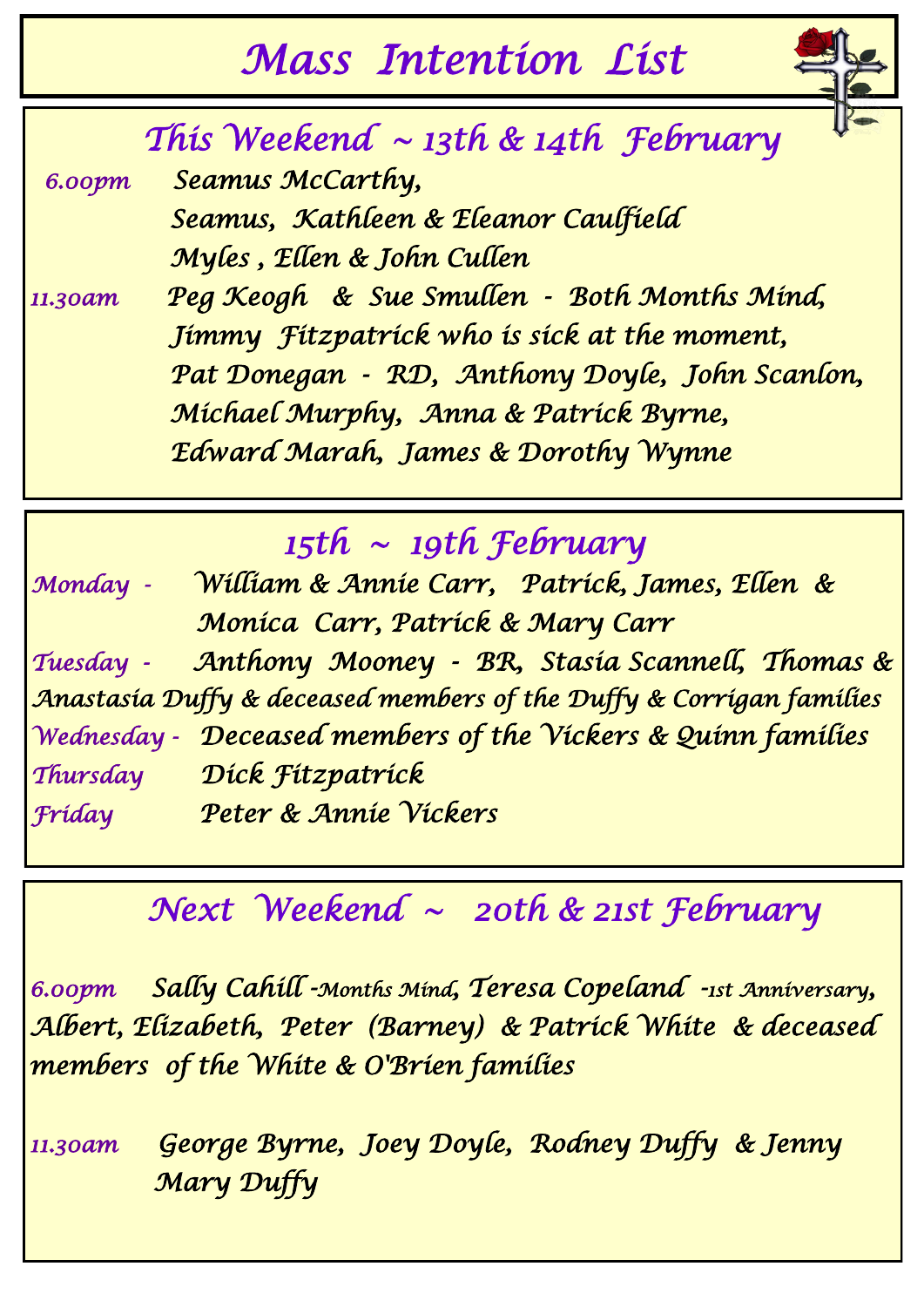# Mass Intention List

## This Weekend ~ 13th & 14th February

**6.00pm** Seamus McCarthy,
Seamus, Kathleen & Eleanor Caulfield
Myles , Ellen & John Cullen

**11.30am** Peg Keogh & Sue Smullen - Both Months Mind,
Jimmy Fitzpatrick who is sick at the moment,
Pat Donegan - RD, Anthony Doyle, John Scanlon,
Michael Murphy, Anna & Patrick Byrne,
Edward Marah, James & Dorothy Wynne

## 15th ~ 19th February

**Monday -** William & Annie Carr, Patrick, James, Ellen & Monica Carr, Patrick & Mary Carr

**Tuesday -** Anthony Mooney - BR, Stasia Scannell, Thomas & Anastasia Duffy & deceased members of the Duffy & Corrigan families

**Wednesday -** Deceased members of the Vickers & Quinn families

**Thursday** Dick Fitzpatrick

**Friday** Peter & Annie Vickers

## Next Weekend ~ 20th & 21st February

**6.00pm** Sally Cahill -Months Mind, Teresa Copeland -1st Anniversary, Albert, Elizabeth, Peter (Barney) & Patrick White & deceased members of the White & O'Brien families

**11.30am** George Byrne, Joey Doyle, Rodney Duffy & Jenny Mary Duffy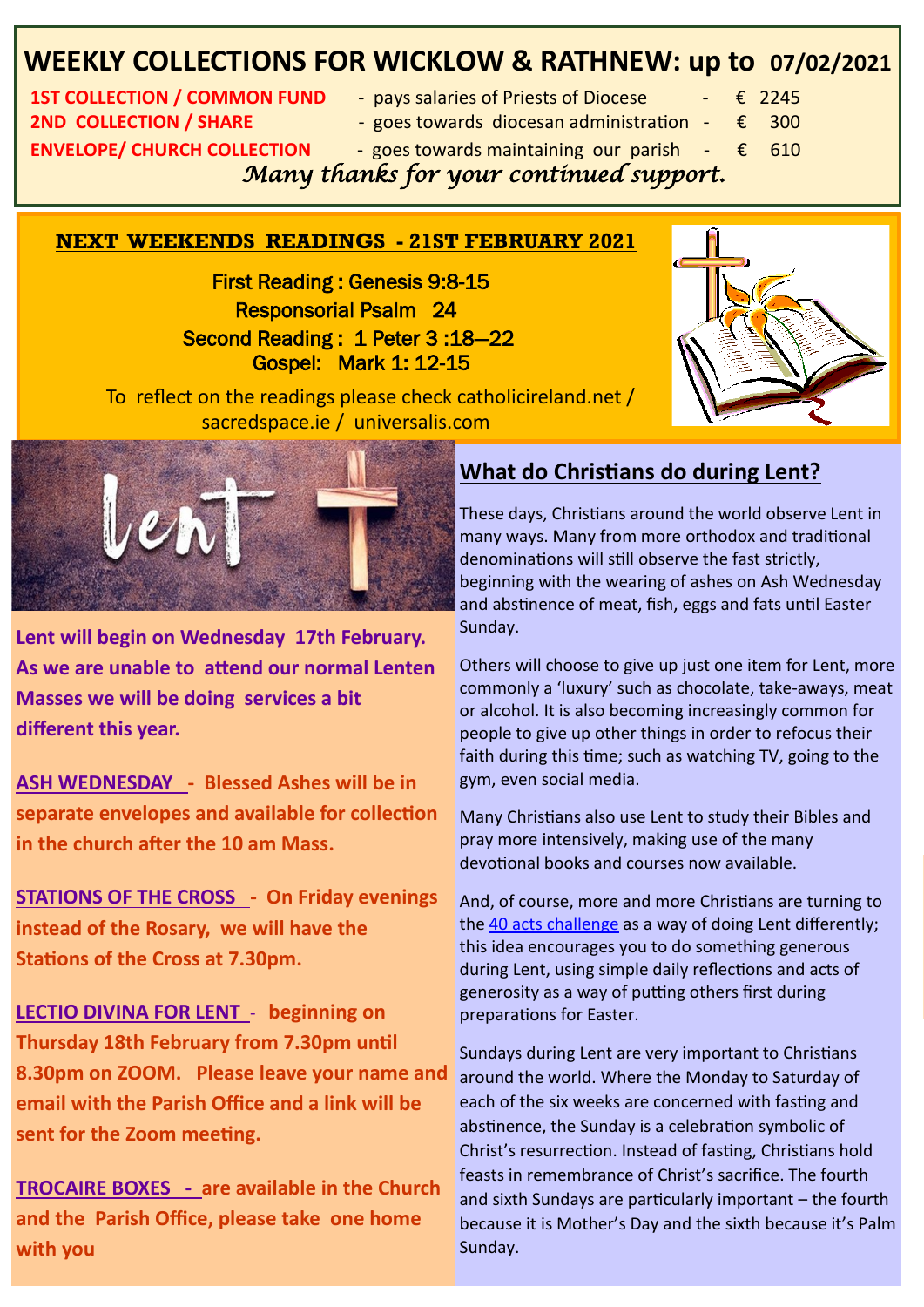# WEEKLY COLLECTIONS FOR WICKLOW & RATHNEW: up to 07/02/2021

| | | |
|---|---|---|
| **1ST COLLECTION / COMMON FUND** | - pays salaries of Priests of Diocese | - € 2245 |
| **2ND COLLECTION / SHARE** | - goes towards diocesan administration | - € 300 |
| **ENVELOPE/ CHURCH COLLECTION** | - goes towards maintaining our parish | - € 610 |

*Many thanks for your continued support.*

## NEXT WEEKENDS READINGS - 21ST FEBRUARY 2021

First Reading : Genesis 9:8-15
Responsorial Psalm 24
Second Reading : 1 Peter 3 :18—22
Gospel: Mark 1: 12-15

To reflect on the readings please check catholicireland.net / sacredspace.ie / universalis.com

**Lent will begin on Wednesday 17th February. As we are unable to attend our normal Lenten Masses we will be doing services a bit different this year.**

**ASH WEDNESDAY - Blessed Ashes will be in separate envelopes and available for collection in the church after the 10 am Mass.**

**STATIONS OF THE CROSS - On Friday evenings instead of the Rosary, we will have the Stations of the Cross at 7.30pm.**

**LECTIO DIVINA FOR LENT - beginning on Thursday 18th February from 7.30pm until 8.30pm on ZOOM. Please leave your name and email with the Parish Office and a link will be sent for the Zoom meeting.**

**TROCAIRE BOXES - are available in the Church and the Parish Office, please take one home with you**

## What do Christians do during Lent?

These days, Christians around the world observe Lent in many ways. Many from more orthodox and traditional denominations will still observe the fast strictly, beginning with the wearing of ashes on Ash Wednesday and abstinence of meat, fish, eggs and fats until Easter Sunday.

Others will choose to give up just one item for Lent, more commonly a 'luxury' such as chocolate, take-aways, meat or alcohol. It is also becoming increasingly common for people to give up other things in order to refocus their faith during this time; such as watching TV, going to the gym, even social media.

Many Christians also use Lent to study their Bibles and pray more intensively, making use of the many devotional books and courses now available.

And, of course, more and more Christians are turning to the 40 acts challenge as a way of doing Lent differently; this idea encourages you to do something generous during Lent, using simple daily reflections and acts of generosity as a way of putting others first during preparations for Easter.

Sundays during Lent are very important to Christians around the world. Where the Monday to Saturday of each of the six weeks are concerned with fasting and abstinence, the Sunday is a celebration symbolic of Christ's resurrection. Instead of fasting, Christians hold feasts in remembrance of Christ's sacrifice. The fourth and sixth Sundays are particularly important – the fourth because it is Mother's Day and the sixth because it's Palm Sunday.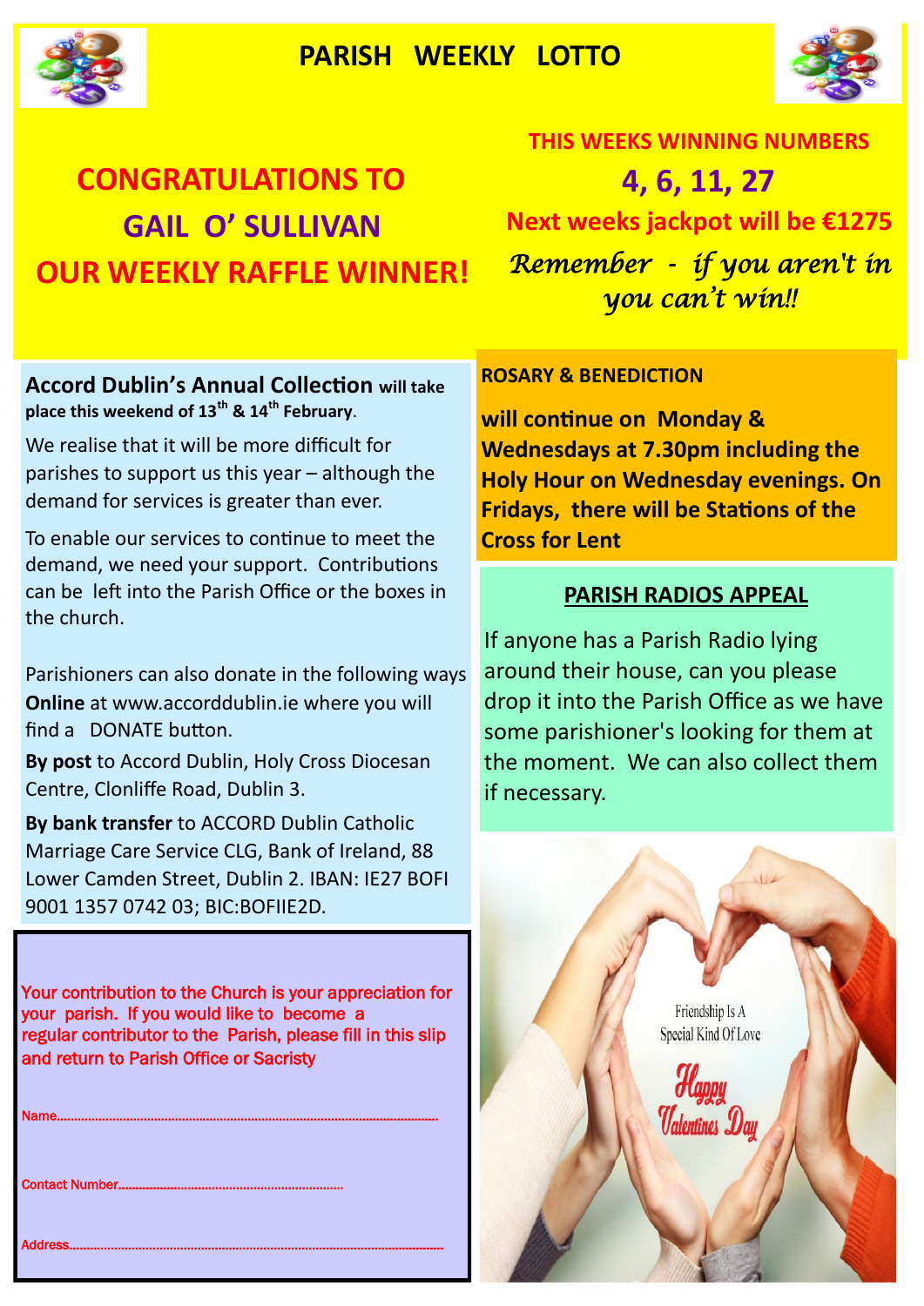# PARISH WEEKLY LOTTO

## CONGRATULATIONS TO GAIL O' SULLIVAN OUR WEEKLY RAFFLE WINNER!

**THIS WEEKS WINNING NUMBERS**

**4, 6, 11, 27**

**Next weeks jackpot will be €1275**

*Remember - if you aren't in you can't win!!*

**Accord Dublin's Annual Collection will take place this weekend of 13th & 14th February**.

We realise that it will be more difficult for parishes to support us this year – although the demand for services is greater than ever.

To enable our services to continue to meet the demand, we need your support. Contributions can be left into the Parish Office or the boxes in the church.

Parishioners can also donate in the following ways

**Online** at www.accorddublin.ie where you will find a DONATE button.

**By post** to Accord Dublin, Holy Cross Diocesan Centre, Clonliffe Road, Dublin 3.

**By bank transfer** to ACCORD Dublin Catholic Marriage Care Service CLG, Bank of Ireland, 88 Lower Camden Street, Dublin 2. IBAN: IE27 BOFI 9001 1357 0742 03; BIC:BOFIIE2D.

Your contribution to the Church is your appreciation for your parish. If you would like to become a regular contributor to the Parish, please fill in this slip and return to Parish Office or Sacristy

Name.........................................................................................................

Contact Number...............................................................

Address.........................................................................................................

**ROSARY & BENEDICTION**

**will continue on Monday & Wednesdays at 7.30pm including the Holy Hour on Wednesday evenings. On Fridays, there will be Stations of the Cross for Lent**

**PARISH RADIOS APPEAL**

If anyone has a Parish Radio lying around their house, can you please drop it into the Parish Office as we have some parishioner's looking for them at the moment. We can also collect them if necessary.

Friendship Is A Special Kind Of Love

Happy Valentines Day